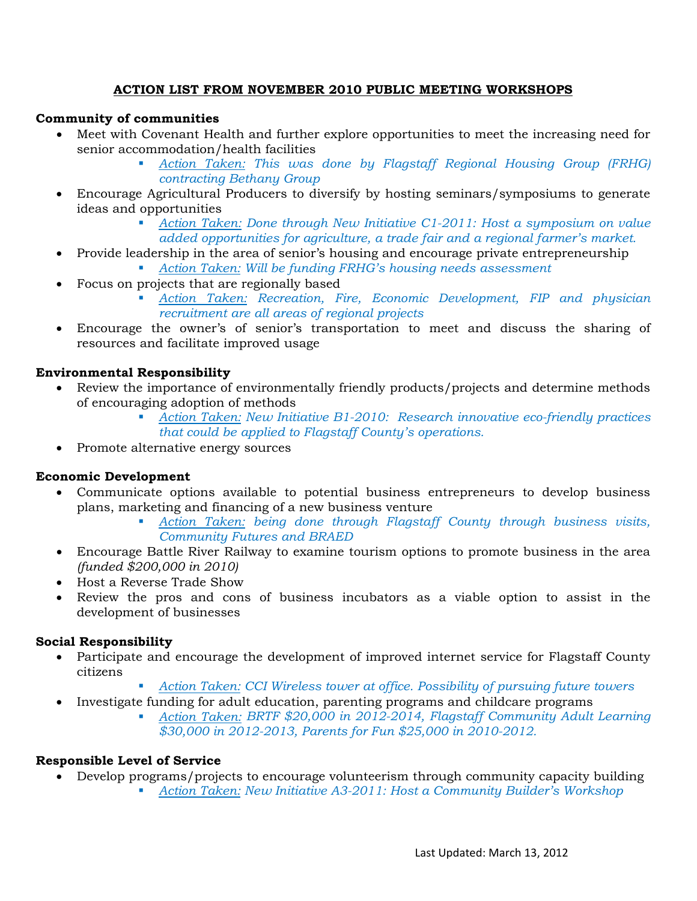# ACTION LIST FROM NOVEMBER 2010 PUBLIC MEETING WORKSHOPS

**Community of communities**

- Meet with Covenant Health and further explore opportunities to meet the increasing need for senior accommodation/health facilities
  - *Action Taken: This was done by Flagstaff Regional Housing Group (FRHG) contracting Bethany Group*
- Encourage Agricultural Producers to diversify by hosting seminars/symposiums to generate ideas and opportunities
  - *Action Taken: Done through New Initiative C1-2011: Host a symposium on value added opportunities for agriculture, a trade fair and a regional farmer's market.*
- Provide leadership in the area of senior's housing and encourage private entrepreneurship
  - *Action Taken: Will be funding FRHG's housing needs assessment*
- Focus on projects that are regionally based
  - *Action Taken: Recreation, Fire, Economic Development, FIP and physician recruitment are all areas of regional projects*
- Encourage the owner's of senior's transportation to meet and discuss the sharing of resources and facilitate improved usage

**Environmental Responsibility**

- Review the importance of environmentally friendly products/projects and determine methods of encouraging adoption of methods
  - *Action Taken: New Initiative B1-2010: Research innovative eco-friendly practices that could be applied to Flagstaff County's operations.*
- Promote alternative energy sources

**Economic Development**

- Communicate options available to potential business entrepreneurs to develop business plans, marketing and financing of a new business venture
  - *Action Taken: being done through Flagstaff County through business visits, Community Futures and BRAED*
- Encourage Battle River Railway to examine tourism options to promote business in the area *(funded $200,000 in 2010)*
- Host a Reverse Trade Show
- Review the pros and cons of business incubators as a viable option to assist in the development of businesses

**Social Responsibility**

- Participate and encourage the development of improved internet service for Flagstaff County citizens
  - *Action Taken: CCI Wireless tower at office. Possibility of pursuing future towers*
- Investigate funding for adult education, parenting programs and childcare programs
  - *Action Taken: BRTF $20,000 in 2012-2014, Flagstaff Community Adult Learning $30,000 in 2012-2013, Parents for Fun $25,000 in 2010-2012.*

**Responsible Level of Service**

- Develop programs/projects to encourage volunteerism through community capacity building
  - *Action Taken: New Initiative A3-2011: Host a Community Builder's Workshop*

Last Updated: March 13, 2012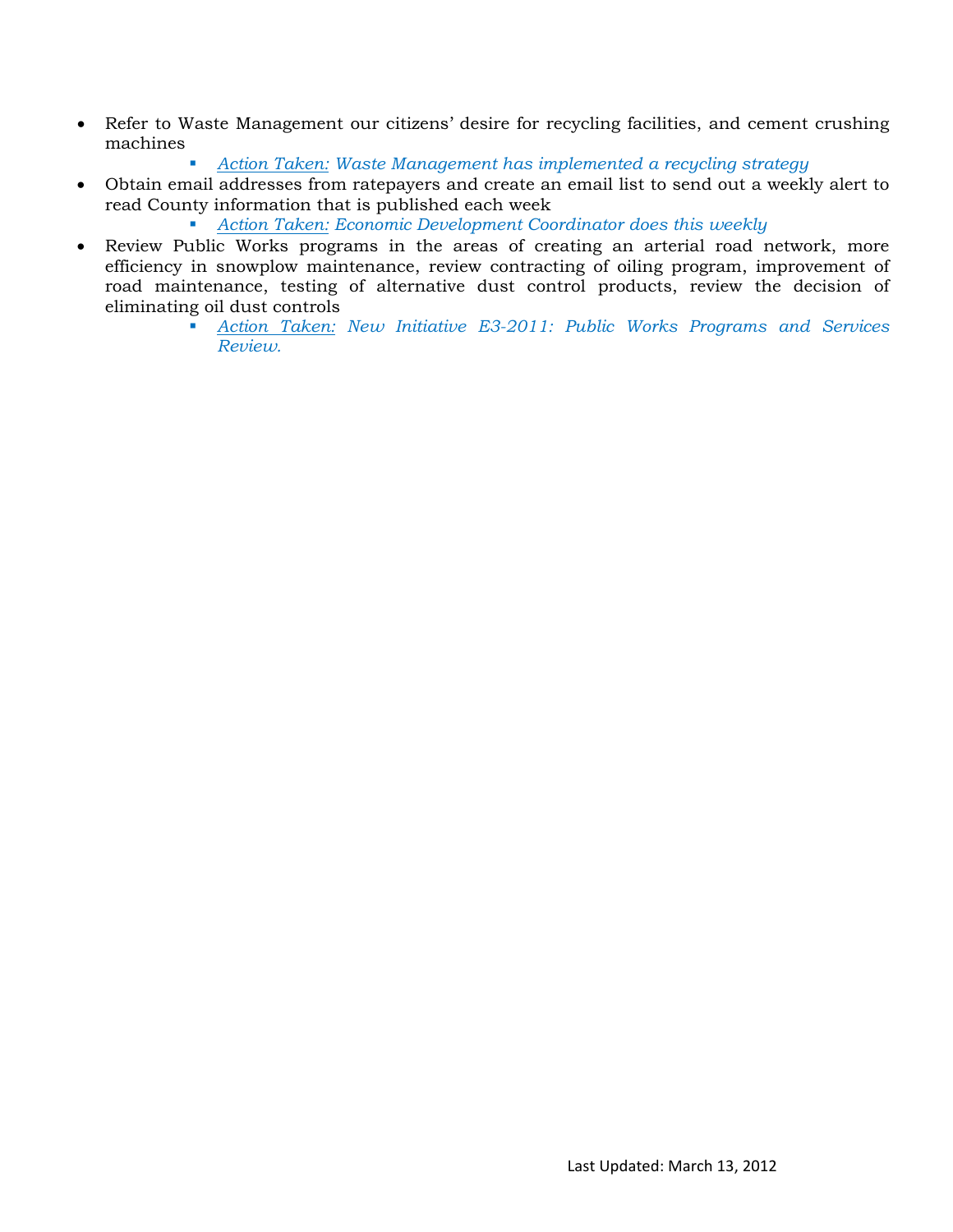- Refer to Waste Management our citizens' desire for recycling facilities, and cement crushing machines
    - *Action Taken: Waste Management has implemented a recycling strategy*
- Obtain email addresses from ratepayers and create an email list to send out a weekly alert to read County information that is published each week
    - *Action Taken: Economic Development Coordinator does this weekly*
- Review Public Works programs in the areas of creating an arterial road network, more efficiency in snowplow maintenance, review contracting of oiling program, improvement of road maintenance, testing of alternative dust control products, review the decision of eliminating oil dust controls
    - *Action Taken: New Initiative E3-2011: Public Works Programs and Services Review.*

Last Updated: March 13, 2012